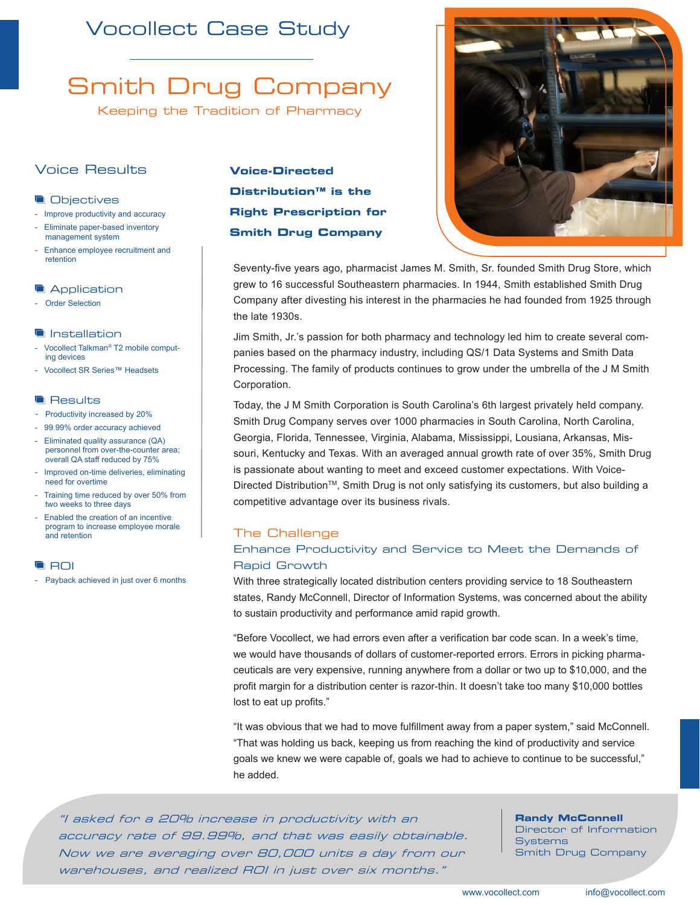# Vocollect Case Study

# Smith Drug Company

Keeping the Tradition of Pharmacy

## Voice Results

### Objectives

- Improve productivity and accuracy
- Eliminate paper-based inventory management system
- Enhance employee recruitment and retention

### Application

- Order Selection

### Installation

- Vocollect Talkman® T2 mobile computing devices
- Vocollect SR Series™ Headsets

### Results

- Productivity increased by 20%
- 99.99% order accuracy achieved
- Eliminated quality assurance (QA) personnel from over-the-counter area; overall QA staff reduced by 75%
- Improved on-time deliveries, eliminating need for overtime
- Training time reduced by over 50% from two weeks to three days
- Enabled the creation of an incentive program to increase employee morale and retention

### ROI

- Payback achieved in just over 6 months

## Voice-Directed Distribution™ is the Right Prescription for Smith Drug Company

Seventy-five years ago, pharmacist James M. Smith, Sr. founded Smith Drug Store, which grew to 16 successful Southeastern pharmacies. In 1944, Smith established Smith Drug Company after divesting his interest in the pharmacies he had founded from 1925 through the late 1930s.

Jim Smith, Jr.'s passion for both pharmacy and technology led him to create several companies based on the pharmacy industry, including QS/1 Data Systems and Smith Data Processing. The family of products continues to grow under the umbrella of the J M Smith Corporation.

Today, the J M Smith Corporation is South Carolina's 6th largest privately held company. Smith Drug Company serves over 1000 pharmacies in South Carolina, North Carolina, Georgia, Florida, Tennessee, Virginia, Alabama, Mississippi, Lousiana, Arkansas, Missouri, Kentucky and Texas. With an averaged annual growth rate of over 35%, Smith Drug is passionate about wanting to meet and exceed customer expectations. With Voice-Directed Distribution™, Smith Drug is not only satisfying its customers, but also building a competitive advantage over its business rivals.

## The Challenge

### Enhance Productivity and Service to Meet the Demands of Rapid Growth

With three strategically located distribution centers providing service to 18 Southeastern states, Randy McConnell, Director of Information Systems, was concerned about the ability to sustain productivity and performance amid rapid growth.

"Before Vocollect, we had errors even after a verification bar code scan. In a week's time, we would have thousands of dollars of customer-reported errors. Errors in picking pharmaceuticals are very expensive, running anywhere from a dollar or two up to $10,000, and the profit margin for a distribution center is razor-thin. It doesn't take too many $10,000 bottles lost to eat up profits."

"It was obvious that we had to move fulfillment away from a paper system," said McConnell. "That was holding us back, keeping us from reaching the kind of productivity and service goals we knew we were capable of, goals we had to achieve to continue to be successful," he added.

> *"I asked for a 20% increase in productivity with an accuracy rate of 99.99%, and that was easily obtainable. Now we are averaging over 80,000 units a day from our warehouses, and realized ROI in just over six months."*
>
> **Randy McConnell**
> Director of Information Systems
> Smith Drug Company

www.vocollect.com info@vocollect.com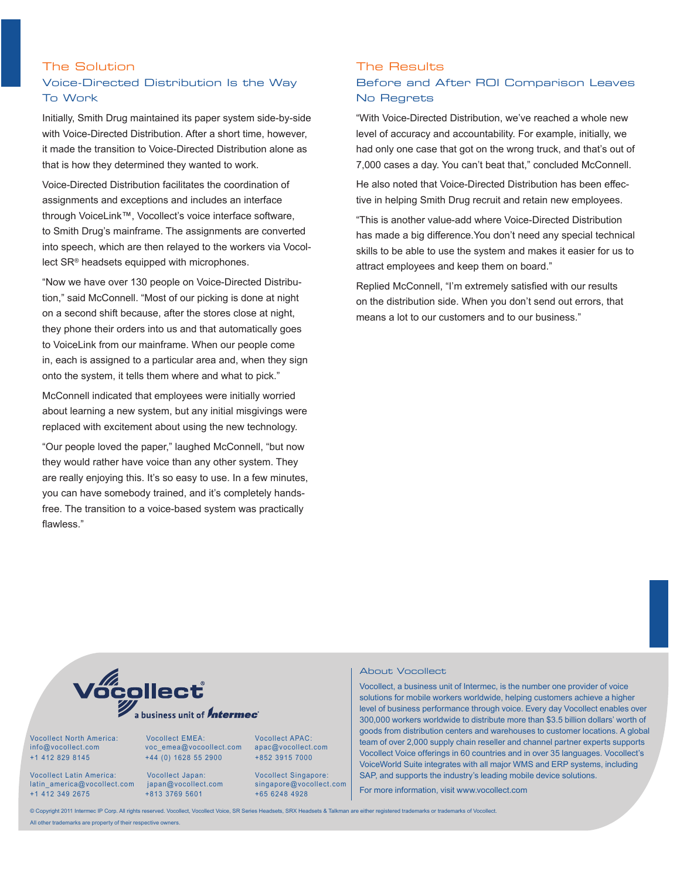## The Solution

### Voice-Directed Distribution Is the Way To Work

Initially, Smith Drug maintained its paper system side-by-side with Voice-Directed Distribution. After a short time, however, it made the transition to Voice-Directed Distribution alone as that is how they determined they wanted to work.

Voice-Directed Distribution facilitates the coordination of assignments and exceptions and includes an interface through VoiceLink™, Vocollect's voice interface software, to Smith Drug's mainframe. The assignments are converted into speech, which are then relayed to the workers via Vocollect SR® headsets equipped with microphones.

"Now we have over 130 people on Voice-Directed Distribution," said McConnell. "Most of our picking is done at night on a second shift because, after the stores close at night, they phone their orders into us and that automatically goes to VoiceLink from our mainframe. When our people come in, each is assigned to a particular area and, when they sign onto the system, it tells them where and what to pick."

McConnell indicated that employees were initially worried about learning a new system, but any initial misgivings were replaced with excitement about using the new technology.

"Our people loved the paper," laughed McConnell, "but now they would rather have voice than any other system. They are really enjoying this. It's so easy to use. In a few minutes, you can have somebody trained, and it's completely hands-free. The transition to a voice-based system was practically flawless."

## The Results

### Before and After ROI Comparison Leaves No Regrets

"With Voice-Directed Distribution, we've reached a whole new level of accuracy and accountability. For example, initially, we had only one case that got on the wrong truck, and that's out of 7,000 cases a day. You can't beat that," concluded McConnell.

He also noted that Voice-Directed Distribution has been effective in helping Smith Drug recruit and retain new employees.

"This is another value-add where Voice-Directed Distribution has made a big difference. You don't need any special technical skills to be able to use the system and makes it easier for us to attract employees and keep them on board."

Replied McConnell, "I'm extremely satisfied with our results on the distribution side. When you don't send out errors, that means a lot to our customers and to our business."

Vocollect®
a business unit of Intermec

Vocollect North America:
info@vocollect.com
+1 412 829 8145

Vocollect EMEA:
voc_emea@vocoollect.com
+44 (0) 1628 55 2900

Vocollect APAC:
apac@vocollect.com
+852 3915 7000

Vocollect Latin America:
latin_america@vocollect.com
+1 412 349 2675

Vocollect Japan:
japan@vocollect.com
+813 3769 5601

Vocollect Singapore:
singapore@vocollect.com
+65 6248 4928

### About Vocollect

Vocollect, a business unit of Intermec, is the number one provider of voice solutions for mobile workers worldwide, helping customers achieve a higher level of business performance through voice. Every day Vocollect enables over 300,000 workers worldwide to distribute more than $3.5 billion dollars' worth of goods from distribution centers and warehouses to customer locations. A global team of over 2,000 supply chain reseller and channel partner experts supports Vocollect Voice offerings in 60 countries and in over 35 languages. Vocollect's VoiceWorld Suite integrates with all major WMS and ERP systems, including SAP, and supports the industry's leading mobile device solutions.

For more information, visit www.vocollect.com

© Copyright 2011 Intermec IP Corp. All rights reserved. Vocollect, Vocollect Voice, SR Series Headsets, SRX Headsets & Talkman are either registered trademarks or trademarks of Vocollect.
All other trademarks are property of their respective owners.